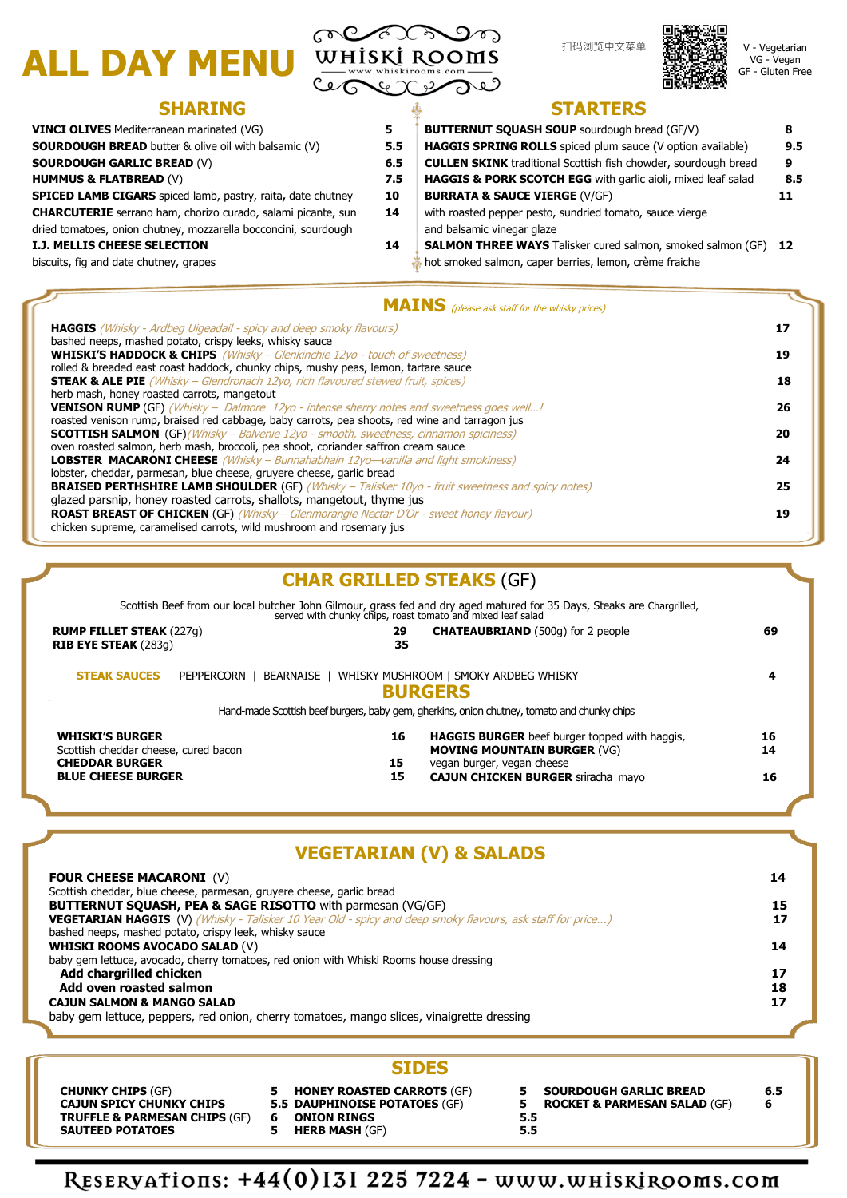# ALL DAY MENU

WHISKI ROOMS
www.whiskirooms.com

扫码浏览中文菜单

V - Vegetarian
VG - Vegan
GF - Gluten Free

## SHARING

| Item | Price |
|---|---|
| **VINCI OLIVES** Mediterranean marinated (VG) | 5 |
| **SOURDOUGH BREAD** butter & olive oil with balsamic (V) | 5.5 |
| **SOURDOUGH GARLIC BREAD** (V) | 6.5 |
| **HUMMUS & FLATBREAD** (V) | 7.5 |
| **SPICED LAMB CIGARS** spiced lamb, pastry, raita, date chutney | 10 |
| **CHARCUTERIE** serrano ham, chorizo curado, salami picante, sun dried tomatoes, onion chutney, mozzarella bocconcini, sourdough | 14 |
| **I.J. MELLIS CHEESE SELECTION** biscuits, fig and date chutney, grapes | 14 |

## STARTERS

| Item | Price |
|---|---|
| **BUTTERNUT SQUASH SOUP** sourdough bread (GF/V) | 8 |
| **HAGGIS SPRING ROLLS** spiced plum sauce (V option available) | 9.5 |
| **CULLEN SKINK** traditional Scottish fish chowder, sourdough bread | 9 |
| **HAGGIS & PORK SCOTCH EGG** with garlic aioli, mixed leaf salad | 8.5 |
| **BURRATA & SAUCE VIERGE** (V/GF) with roasted pepper pesto, sundried tomato, sauce vierge and balsamic vinegar glaze | 11 |
| **SALMON THREE WAYS** Talisker cured salmon, smoked salmon (GF) hot smoked salmon, caper berries, lemon, crème fraiche | 12 |

## MAINS *(please ask staff for the whisky prices)*

| Item | Price |
|---|---|
| **HAGGIS** *(Whisky - Ardbeg Uigeadail - spicy and deep smoky flavours)* bashed neeps, mashed potato, crispy leeks, whisky sauce | 17 |
| **WHISKI'S HADDOCK & CHIPS** *(Whisky – Glenkinchie 12yo - touch of sweetness)* rolled & breaded east coast haddock, chunky chips, mushy peas, lemon, tartare sauce | 19 |
| **STEAK & ALE PIE** *(Whisky – Glendronach 12yo, rich flavoured stewed fruit, spices)* herb mash, honey roasted carrots, mangetout | 18 |
| **VENISON RUMP** (GF) *(Whisky – Dalmore 12yo - intense sherry notes and sweetness goes well…!* roasted venison rump, braised red cabbage, baby carrots, pea shoots, red wine and tarragon jus | 26 |
| **SCOTTISH SALMON** (GF)*(Whisky – Balvenie 12yo - smooth, sweetness, cinnamon spiciness)* oven roasted salmon, herb mash, broccoli, pea shoot, coriander saffron cream sauce | 20 |
| **LOBSTER MACARONI CHEESE** *(Whisky – Bunnahabhain 12yo—vanilla and light smokiness)* lobster, cheddar, parmesan, blue cheese, gruyere cheese, garlic bread | 24 |
| **BRAISED PERTHSHIRE LAMB SHOULDER** (GF) *(Whisky – Talisker 10yo - fruit sweetness and spicy notes)* glazed parsnip, honey roasted carrots, shallots, mangetout, thyme jus | 25 |
| **ROAST BREAST OF CHICKEN** (GF) *(Whisky – Glenmorangie Nectar D'Or - sweet honey flavour)* chicken supreme, caramelised carrots, wild mushroom and rosemary jus | 19 |

## CHAR GRILLED STEAKS (GF)

Scottish Beef from our local butcher John Gilmour, grass fed and dry aged matured for 35 Days, Steaks are Chargrilled, served with chunky chips, roast tomato and mixed leaf salad

| Item | Price |
|---|---|
| **RUMP FILLET STEAK** (227g) | 29 |
| **RIB EYE STEAK** (283g) | 35 |
| **CHATEAUBRIAND** (500g) for 2 people | 69 |

**STEAK SAUCES** PEPPERCORN | BEARNAISE | WHISKY MUSHROOM | SMOKY ARDBEG WHISKY — 4

## BURGERS

Hand-made Scottish beef burgers, baby gem, gherkins, onion chutney, tomato and chunky chips

| Item | Price |
|---|---|
| **WHISKI'S BURGER** Scottish cheddar cheese, cured bacon | 16 |
| **CHEDDAR BURGER** | 15 |
| **BLUE CHEESE BURGER** | 15 |
| **HAGGIS BURGER** beef burger topped with haggis, | 16 |
| **MOVING MOUNTAIN BURGER** (VG) vegan burger, vegan cheese | 14 |
| **CAJUN CHICKEN BURGER** sriracha mayo | 16 |

## VEGETARIAN (V) & SALADS

| Item | Price |
|---|---|
| **FOUR CHEESE MACARONI** (V) Scottish cheddar, blue cheese, parmesan, gruyere cheese, garlic bread | 14 |
| **BUTTERNUT SQUASH, PEA & SAGE RISOTTO** with parmesan (VG/GF) | 15 |
| **VEGETARIAN HAGGIS** (V) *(Whisky - Talisker 10 Year Old - spicy and deep smoky flavours, ask staff for price…)* bashed neeps, mashed potato, crispy leek, whisky sauce | 17 |
| **WHISKI ROOMS AVOCADO SALAD** (V) baby gem lettuce, avocado, cherry tomatoes, red onion with Whiski Rooms house dressing | 14 |
| **Add chargrilled chicken** | 17 |
| **Add oven roasted salmon** | 18 |
| **CAJUN SALMON & MANGO SALAD** baby gem lettuce, peppers, red onion, cherry tomatoes, mango slices, vinaigrette dressing | 17 |

## SIDES

| Item | Price |
|---|---|
| **CHUNKY CHIPS** (GF) | 5 |
| **CAJUN SPICY CHUNKY CHIPS** | 5.5 |
| **TRUFFLE & PARMESAN CHIPS** (GF) | 6 |
| **SAUTEED POTATOES** | 5 |
| **HONEY ROASTED CARROTS** (GF) | 5 |
| **DAUPHINOISE POTATOES** (GF) | 5 |
| **ONION RINGS** | 5.5 |
| **HERB MASH** (GF) | 5.5 |
| **SOURDOUGH GARLIC BREAD** | 6.5 |
| **ROCKET & PARMESAN SALAD** (GF) | 6 |

RESERVATIONS: +44(0)131 225 7224 - www.whiskirooms.com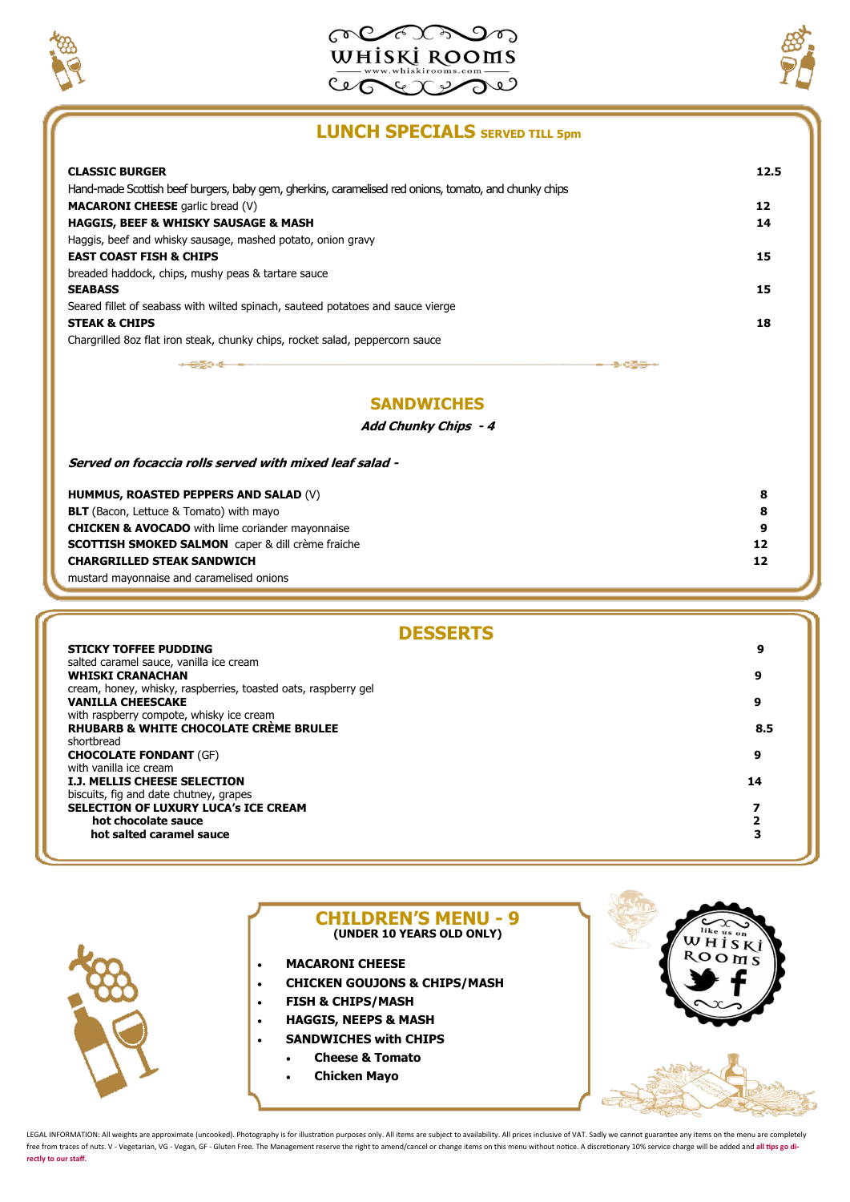# WHISKI ROOMS

www.whiskirooms.com

## LUNCH SPECIALS SERVED TILL 5pm

**CLASSIC BURGER** — 12.5
Hand-made Scottish beef burgers, baby gem, gherkins, caramelised red onions, tomato, and chunky chips

**MACARONI CHEESE** garlic bread (V) — 12

**HAGGIS, BEEF & WHISKY SAUSAGE & MASH** — 14
Haggis, beef and whisky sausage, mashed potato, onion gravy

**EAST COAST FISH & CHIPS** — 15
breaded haddock, chips, mushy peas & tartare sauce

**SEABASS** — 15
Seared fillet of seabass with wilted spinach, sauteed potatoes and sauce vierge

**STEAK & CHIPS** — 18
Chargrilled 8oz flat iron steak, chunky chips, rocket salad, peppercorn sauce

## SANDWICHES

***Add Chunky Chips - 4***

***Served on focaccia rolls served with mixed leaf salad -***

**HUMMUS, ROASTED PEPPERS AND SALAD** (V) — 8

**BLT** (Bacon, Lettuce & Tomato) with mayo — 8

**CHICKEN & AVOCADO** with lime coriander mayonnaise — 9

**SCOTTISH SMOKED SALMON** caper & dill crème fraiche — 12

**CHARGRILLED STEAK SANDWICH** — 12
mustard mayonnaise and caramelised onions

## DESSERTS

**STICKY TOFFEE PUDDING** — 9
salted caramel sauce, vanilla ice cream

**WHISKI CRANACHAN** — 9
cream, honey, whisky, raspberries, toasted oats, raspberry gel

**VANILLA CHEESCAKE** — 9
with raspberry compote, whisky ice cream

**RHUBARB & WHITE CHOCOLATE CRÈME BRULEE** — 8.5
shortbread

**CHOCOLATE FONDANT** (GF) — 9
with vanilla ice cream

**I.J. MELLIS CHEESE SELECTION** — 14
biscuits, fig and date chutney, grapes

**SELECTION OF LUXURY LUCA's ICE CREAM** — 7
- **hot chocolate sauce** — 2
- **hot salted caramel sauce** — 3

## CHILDREN'S MENU - 9

**(UNDER 10 YEARS OLD ONLY)**

- **MACARONI CHEESE**
- **CHICKEN GOUJONS & CHIPS/MASH**
- **FISH & CHIPS/MASH**
- **HAGGIS, NEEPS & MASH**
- **SANDWICHES with CHIPS**
  - **Cheese & Tomato**
  - **Chicken Mayo**

like us on WHISKI ROOMS

LEGAL INFORMATION: All weights are approximate (uncooked). Photography is for illustration purposes only. All items are subject to availability. All prices inclusive of VAT. Sadly we cannot guarantee any items on the menu are completely free from traces of nuts. V - Vegetarian, VG - Vegan, GF - Gluten Free. The Management reserve the right to amend/cancel or change items on this menu without notice. A discretionary 10% service charge will be added and **all tips go directly to our staff.**